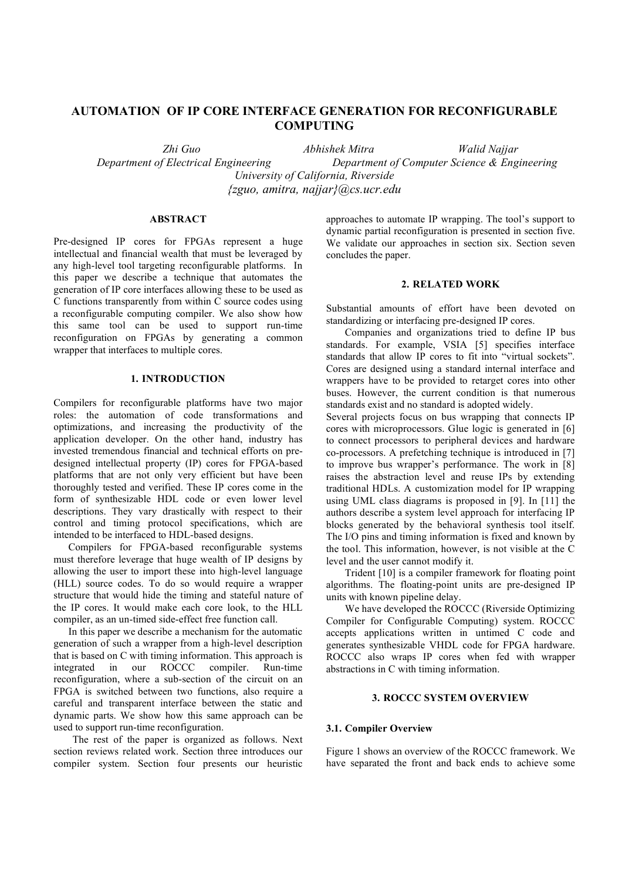# AUTOMATION OF IP CORE INTERFACE GENERATION FOR RECONFIGURABLE COMPUTING

*Zhi Guo* *Abhishek Mitra* *Walid Najjar*

*Department of Electrical Engineering* *Department of Computer Science & Engineering*

*University of California, Riverside*

*{zguo, amitra, najjar}@cs.ucr.edu*

## ABSTRACT

Pre-designed IP cores for FPGAs represent a huge intellectual and financial wealth that must be leveraged by any high-level tool targeting reconfigurable platforms. In this paper we describe a technique that automates the generation of IP core interfaces allowing these to be used as C functions transparently from within C source codes using a reconfigurable computing compiler. We also show how this same tool can be used to support run-time reconfiguration on FPGAs by generating a common wrapper that interfaces to multiple cores.

## 1. INTRODUCTION

Compilers for reconfigurable platforms have two major roles: the automation of code transformations and optimizations, and increasing the productivity of the application developer. On the other hand, industry has invested tremendous financial and technical efforts on pre-designed intellectual property (IP) cores for FPGA-based platforms that are not only very efficient but have been thoroughly tested and verified. These IP cores come in the form of synthesizable HDL code or even lower level descriptions. They vary drastically with respect to their control and timing protocol specifications, which are intended to be interfaced to HDL-based designs.

Compilers for FPGA-based reconfigurable systems must therefore leverage that huge wealth of IP designs by allowing the user to import these into high-level language (HLL) source codes. To do so would require a wrapper structure that would hide the timing and stateful nature of the IP cores. It would make each core look, to the HLL compiler, as an un-timed side-effect free function call.

In this paper we describe a mechanism for the automatic generation of such a wrapper from a high-level description that is based on C with timing information. This approach is integrated in our ROCCC compiler. Run-time reconfiguration, where a sub-section of the circuit on an FPGA is switched between two functions, also require a careful and transparent interface between the static and dynamic parts. We show how this same approach can be used to support run-time reconfiguration.

The rest of the paper is organized as follows. Next section reviews related work. Section three introduces our compiler system. Section four presents our heuristic approaches to automate IP wrapping. The tool's support to dynamic partial reconfiguration is presented in section five. We validate our approaches in section six. Section seven concludes the paper.

## 2. RELATED WORK

Substantial amounts of effort have been devoted on standardizing or interfacing pre-designed IP cores.

Companies and organizations tried to define IP bus standards. For example, VSIA [5] specifies interface standards that allow IP cores to fit into "virtual sockets". Cores are designed using a standard internal interface and wrappers have to be provided to retarget cores into other buses. However, the current condition is that numerous standards exist and no standard is adopted widely.

Several projects focus on bus wrapping that connects IP cores with microprocessors. Glue logic is generated in [6] to connect processors to peripheral devices and hardware co-processors. A prefetching technique is introduced in [7] to improve bus wrapper's performance. The work in [8] raises the abstraction level and reuse IPs by extending traditional HDLs. A customization model for IP wrapping using UML class diagrams is proposed in [9]. In [11] the authors describe a system level approach for interfacing IP blocks generated by the behavioral synthesis tool itself. The I/O pins and timing information is fixed and known by the tool. This information, however, is not visible at the C level and the user cannot modify it.

Trident [10] is a compiler framework for floating point algorithms. The floating-point units are pre-designed IP units with known pipeline delay.

We have developed the ROCCC (Riverside Optimizing Compiler for Configurable Computing) system. ROCCC accepts applications written in untimed C code and generates synthesizable VHDL code for FPGA hardware. ROCCC also wraps IP cores when fed with wrapper abstractions in C with timing information.

## 3. ROCCC SYSTEM OVERVIEW

### 3.1. Compiler Overview

Figure 1 shows an overview of the ROCCC framework. We have separated the front and back ends to achieve some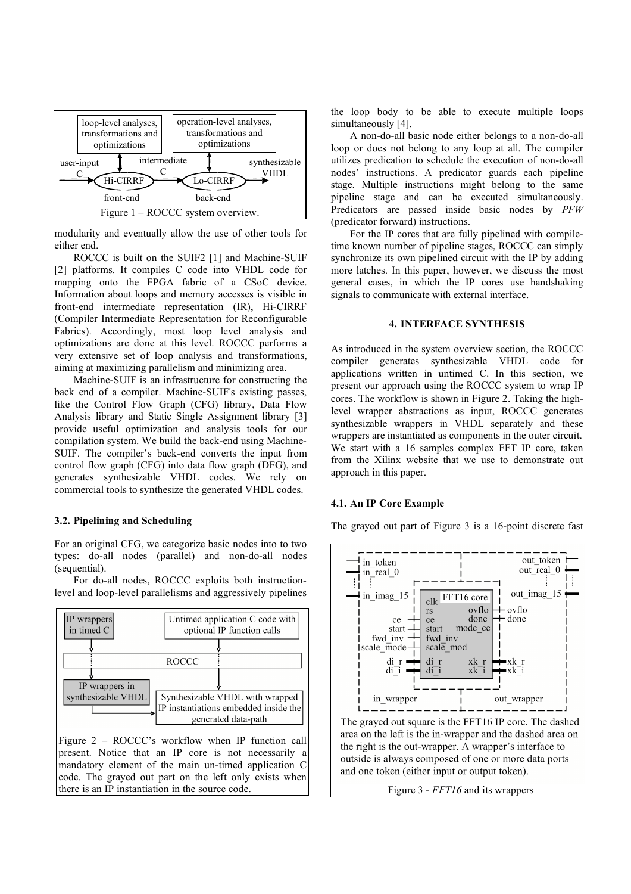Figure 1 – ROCCC system overview.

modularity and eventually allow the use of other tools for either end.

ROCCC is built on the SUIF2 [1] and Machine-SUIF [2] platforms. It compiles C code into VHDL code for mapping onto the FPGA fabric of a CSoC device. Information about loops and memory accesses is visible in front-end intermediate representation (IR), Hi-CIRRF (Compiler Intermediate Representation for Reconfigurable Fabrics). Accordingly, most loop level analysis and optimizations are done at this level. ROCCC performs a very extensive set of loop analysis and transformations, aiming at maximizing parallelism and minimizing area.

Machine-SUIF is an infrastructure for constructing the back end of a compiler. Machine-SUIF's existing passes, like the Control Flow Graph (CFG) library, Data Flow Analysis library and Static Single Assignment library [3] provide useful optimization and analysis tools for our compilation system. We build the back-end using Machine-SUIF. The compiler's back-end converts the input from control flow graph (CFG) into data flow graph (DFG), and generates synthesizable VHDL codes. We rely on commercial tools to synthesize the generated VHDL codes.

### 3.2. Pipelining and Scheduling

For an original CFG, we categorize basic nodes into to two types: do-all nodes (parallel) and non-do-all nodes (sequential).

For do-all nodes, ROCCC exploits both instruction-level and loop-level parallelisms and aggressively pipelines the loop body to be able to execute multiple loops simultaneously [4].

Figure 2 – ROCCC's workflow when IP function call present. Notice that an IP core is not necessarily a mandatory element of the main un-timed application C code. The grayed out part on the left only exists when there is an IP instantiation in the source code.

A non-do-all basic node either belongs to a non-do-all loop or does not belong to any loop at all. The compiler utilizes predication to schedule the execution of non-do-all nodes' instructions. A predicator guards each pipeline stage. Multiple instructions might belong to the same pipeline stage and can be executed simultaneously. Predicators are passed inside basic nodes by *PFW* (predicator forward) instructions.

For the IP cores that are fully pipelined with compile-time known number of pipeline stages, ROCCC can simply synchronize its own pipelined circuit with the IP by adding more latches. In this paper, however, we discuss the most general cases, in which the IP cores use handshaking signals to communicate with external interface.

## 4. INTERFACE SYNTHESIS

As introduced in the system overview section, the ROCCC compiler generates synthesizable VHDL code for applications written in untimed C. In this section, we present our approach using the ROCCC system to wrap IP cores. The workflow is shown in Figure 2. Taking the high-level wrapper abstractions as input, ROCCC generates synthesizable wrappers in VHDL separately and these wrappers are instantiated as components in the outer circuit. We start with a 16 samples complex FFT IP core, taken from the Xilinx website that we use to demonstrate out approach in this paper.

### 4.1. An IP Core Example

The grayed out part of Figure 3 is a 16-point discrete fast

The grayed out square is the FFT16 IP core. The dashed area on the left is the in-wrapper and the dashed area on the right is the out-wrapper. A wrapper's interface to outside is always composed of one or more data ports and one token (either input or output token).

Figure 3 - *FFT16* and its wrappers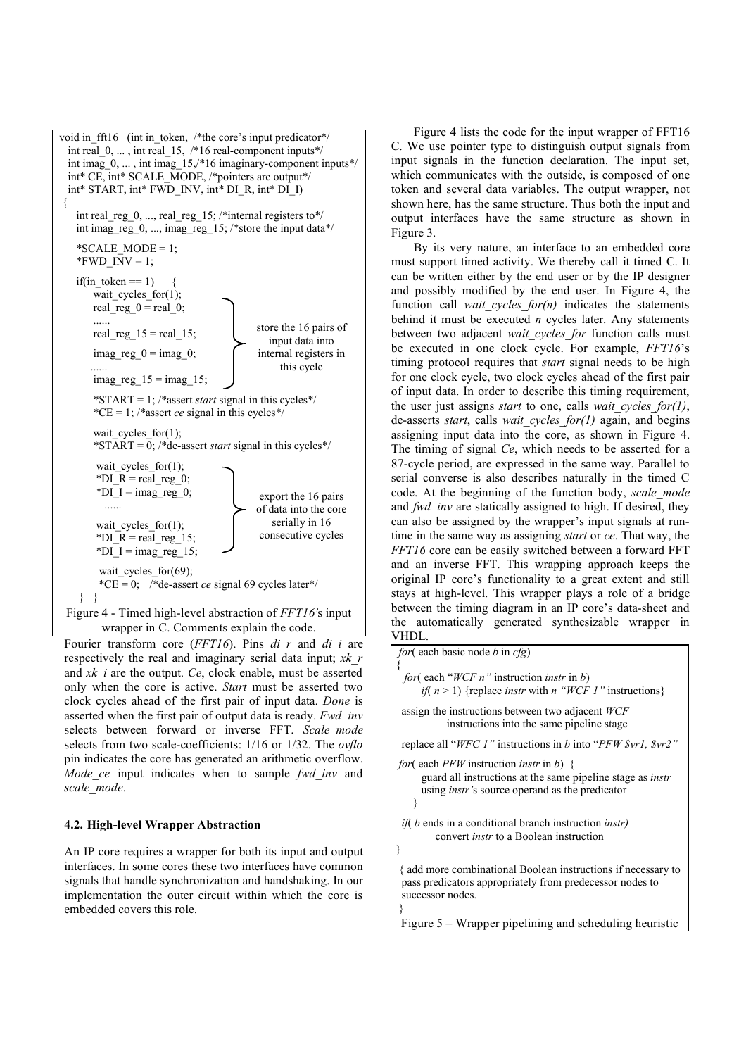```
void in_fft16   (int in_token,  /*the core's input predicator*/
   int real_0, ... , int real_15,  /*16 real-component inputs*/
   int imag_0, ... , int imag_15,/*16 imaginary-component inputs*/
   int* CE, int* SCALE_MODE, /*pointers are output*/
   int* START, int* FWD_INV, int* DI_R, int* DI_I)
{
    int real_reg_0, ..., real_reg_15; /*internal registers to*/
    int imag_reg_0, ..., imag_reg_15; /*store the input data*/

    *SCALE_MODE = 1;
    *FWD_INV = 1;

    if(in_token == 1)    {
        wait_cycles_for(1);
        real_reg_0 = real_0;
        ......
        real_reg_15 = real_15;         store the 16 pairs of
                                       input data into
        imag_reg_0 = imag_0;           internal registers in
        ......                         this cycle
        imag_reg_15 = imag_15;

        *START = 1; /*assert start signal in this cycles*/
        *CE = 1; /*assert ce signal in this cycles*/

        wait_cycles_for(1);
        *START = 0; /*de-assert start signal in this cycles*/

        wait_cycles_for(1);
        *DI_R = real_reg_0;
        *DI_I = imag_reg_0;            export the 16 pairs
        ......                         of data into the core
                                       serially in 16
        wait_cycles_for(1);            consecutive cycles
        *DI_R = real_reg_15;
        *DI_I = imag_reg_15;

        wait_cycles_for(69);
        *CE = 0;   /*de-assert ce signal 69 cycles later*/
    }  }
```

Figure 4 - Timed high-level abstraction of *FFT16*'s input wrapper in C. Comments explain the code.

Fourier transform core (*FFT16*). Pins *di_r* and *di_i* are respectively the real and imaginary serial data input; *xk_r* and *xk_i* are the output. *Ce*, clock enable, must be asserted only when the core is active. *Start* must be asserted two clock cycles ahead of the first pair of input data. *Done* is asserted when the first pair of output data is ready. *Fwd_inv* selects between forward or inverse FFT. *Scale_mode* selects from two scale-coefficients: 1/16 or 1/32. The *ovflo* pin indicates the core has generated an arithmetic overflow. *Mode_ce* input indicates when to sample *fwd_inv* and *scale_mode*.

### 4.2. High-level Wrapper Abstraction

An IP core requires a wrapper for both its input and output interfaces. In some cores these two interfaces have common signals that handle synchronization and handshaking. In our implementation the outer circuit within which the core is embedded covers this role.

Figure 4 lists the code for the input wrapper of FFT16 C. We use pointer type to distinguish output signals from input signals in the function declaration. The input set, which communicates with the outside, is composed of one token and several data variables. The output wrapper, not shown here, has the same structure. Thus both the input and output interfaces have the same structure as shown in Figure 3.

By its very nature, an interface to an embedded core must support timed activity. We thereby call it timed C. It can be written either by the end user or by the IP designer and possibly modified by the end user. In Figure 4, the function call *wait_cycles_for(n)* indicates the statements behind it must be executed *n* cycles later. Any statements between two adjacent *wait_cycles_for* function calls must be executed in one clock cycle. For example, *FFT16*'s timing protocol requires that *start* signal needs to be high for one clock cycle, two clock cycles ahead of the first pair of input data. In order to describe this timing requirement, the user just assigns *start* to one, calls *wait_cycles_for(1)*, de-asserts *start*, calls *wait_cycles_for(1)* again, and begins assigning input data into the core, as shown in Figure 4. The timing of signal *Ce*, which needs to be asserted for a 87-cycle period, are expressed in the same way. Parallel to serial converse is also describes naturally in the timed C code. At the beginning of the function body, *scale_mode* and *fwd_inv* are statically assigned to high. If desired, they can also be assigned by the wrapper's input signals at run-time in the same way as assigning *start* or *ce*. That way, the *FFT16* core can be easily switched between a forward FFT and an inverse FFT. This wrapping approach keeps the original IP core's functionality to a great extent and still stays at high-level. This wrapper plays a role of a bridge between the timing diagram in an IP core's data-sheet and the automatically generated synthesizable wrapper in VHDL.

```
for( each basic node b in cfg)
{
  for( each "WCF n" instruction instr in b)
      if( n > 1) {replace instr with n "WCF 1" instructions}

  assign the instructions between two adjacent WCF
           instructions into the same pipeline stage

  replace all "WFC 1" instructions in b into "PFW $vr1, $vr2"

  for( each PFW instruction instr in b)  {
        guard all instructions at the same pipeline stage as instr
        using instr's source operand as the predicator
     }

  if( b ends in a conditional branch instruction instr)
          convert instr to a Boolean instruction
}

{ add more combinational Boolean instructions if necessary to
  pass predicators appropriately from predecessor nodes to
  successor nodes.
}
```

Figure 5 – Wrapper pipelining and scheduling heuristic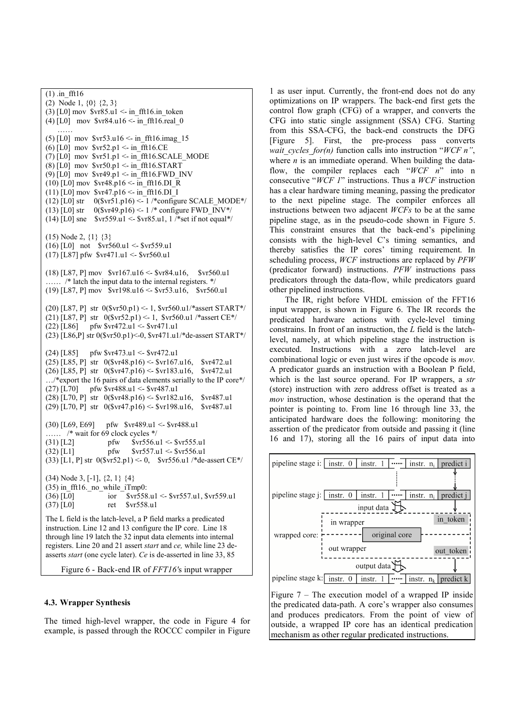```
(1) .in_fft16
(2)  Node 1, {0} {2, 3}
(3) [L0] mov  $vr85.u1 <- in_fft16.in_token
(4) [L0]   mov  $vr84.u16 <- in_fft16.real_0
     ……
(5) [L0]  mov  $vr53.u16 <- in_fft16.imag_15
(6) [L0]  mov  $vr52.p1 <- in_fft16.CE
(7) [L0]  mov  $vr51.p1 <- in_fft16.SCALE_MODE
(8) [L0]  mov  $vr50.p1 <- in_fft16.START
(9) [L0]  mov  $vr49.p1 <- in_fft16.FWD_INV
(10) [L0] mov  $vr48.p16 <- in_fft16.DI_R
(11) [L0] mov  $vr47.p16 <- in_fft16.DI_I
(12) [L0] str     0($vr51.p16) <- 1 /*configure SCALE_MODE*/
(13) [L0] str     0($vr49.p16) <- 1 /* configure FWD_INV*/
(14) [L0] sne    $vr559.u1 <- $vr85.u1, 1 /*set if not equal*/

(15) Node 2, {1} {3}
(16) [L0]   not    $vr560.u1 <- $vr559.u1
(17) [L87] pfw  $vr471.u1 <- $vr560.u1

(18) [L87, P] mov  $vr167.u16 <- $vr84.u16,     $vr560.u1
……  /* latch the input data to the internal registers. */
(19) [L87, P] mov   $vr198.u16 <- $vr53.u16,    $vr560.u1

(20) [L87, P]  str  0($vr50.p1) <- 1, $vr560.u1/*assert START*/
(21) [L87, P]  str  0($vr52.p1) <- 1,  $vr560.u1 /*assert CE*/
(22) [L86]       pfw $vr472.u1 <- $vr471.u1
(23) [L86,P] str 0($vr50.p1)<-0, $vr471.u1/*de-assert START*/

(24) [L85]      pfw $vr473.u1 <- $vr472.u1
(25) [L85, P]  str  0($vr48.p16) <- $vr167.u16,    $vr472.u1
(26) [L85, P]  str  0($vr47.p16) <- $vr183.u16,    $vr472.u1
…/*export the 16 pairs of data elements serially to the IP core*/
(27) [L70]      pfw $vr488.u1 <- $vr487.u1
(28) [L70, P]  str  0($vr48.p16) <- $vr182.u16,    $vr487.u1
(29) [L70, P]  str  0($vr47.p16) <- $vr198.u16,    $vr487.u1

(30) [L69, E69]      pfw   $vr489.u1 <- $vr488.u1
……   /* wait for 69 clock cycles */
(31) [L2]                pfw      $vr556.u1 <- $vr555.u1
(32) [L1]                pfw      $vr557.u1 <- $vr556.u1
(33) [L1, P] str  0($vr52.p1) <- 0,    $vr556.u1 /*de-assert CE*/

(34) Node 3, [-1], {2, 1} {4}
(35) in_fft16._no_while_iTmp0:
(36) [L0]                ior     $vr558.u1 <- $vr557.u1, $vr559.u1
(37) [L0]                ret     $vr558.u1
```

The L field is the latch-level, a P field marks a predicated instruction. Line 12 and 13 configure the IP core. Line 18 through line 19 latch the 32 input data elements into internal registers. Line 20 and 21 assert *start* and *ce,* while line 23 de-asserts *start* (one cycle later). *Ce* is de-asserted in line 33, 85

Figure 6 - Back-end IR of *FFT16's* input wrapper

### 4.3. Wrapper Synthesis

The timed high-level wrapper, the code in Figure 4 for example, is passed through the ROCCC compiler in Figure 1 as user input. Currently, the front-end does not do any optimizations on IP wrappers. The back-end first gets the control flow graph (CFG) of a wrapper, and converts the CFG into static single assignment (SSA) CFG. Starting from this SSA-CFG, the back-end constructs the DFG [Figure 5]. First, the pre-process pass converts *wait_cycles_for(n)* function calls into instruction "*WCF n"*, where *n* is an immediate operand. When building the data-flow, the compiler replaces each "*WCF n*" into n consecutive "*WCF 1*" instructions. Thus a *WCF* instruction has a clear hardware timing meaning, passing the predicator to the next pipeline stage. The compiler enforces all instructions between two adjacent *WCFs* to be at the same pipeline stage, as in the pseudo-code shown in Figure 5. This constraint ensures that the back-end's pipelining consists with the high-level C's timing semantics, and thereby satisfies the IP cores' timing requirement. In scheduling process, *WCF* instructions are replaced by *PFW* (predicator forward) instructions. *PFW* instructions pass predicators through the data-flow, while predicators guard other pipelined instructions.

The IR, right before VHDL emission of the FFT16 input wrapper, is shown in Figure 6. The IR records the predicated hardware actions with cycle-level timing constrains. In front of an instruction, the *L* field is the latch-level, namely, at which pipeline stage the instruction is executed. Instructions with a zero latch-level are combinational logic or even just wires if the opcode is *mov*. A predicator guards an instruction with a Boolean P field, which is the last source operand. For IP wrappers, a *str* (store) instruction with zero address offset is treated as a *mov* instruction, whose destination is the operand that the pointer is pointing to. From line 16 through line 33, the anticipated hardware does the following: monitoring the assertion of the predicator from outside and passing it (line 16 and 17), storing all the 16 pairs of input data into

```
pipeline stage i: | instr. 0 | instr. 1 | ····· | instr. n_i | predict i |
                                                                 ↓
pipeline stage j: | instr. 0 | instr. 1 | ····· | instr. n_j | predict j |
                              input data ⇩
                  in wrapper                         in_token
wrapped core:                 original core
                  out wrapper                        out_token
                              output data ⇩
pipeline stage k: | instr. 0 | instr. 1 | ····· | instr. n_k | predict k |
```

Figure 7 – The execution model of a wrapped IP inside the predicated data-path. A core's wrapper also consumes and produces predicators. From the point of view of outside, a wrapped IP core has an identical predication mechanism as other regular predicated instructions.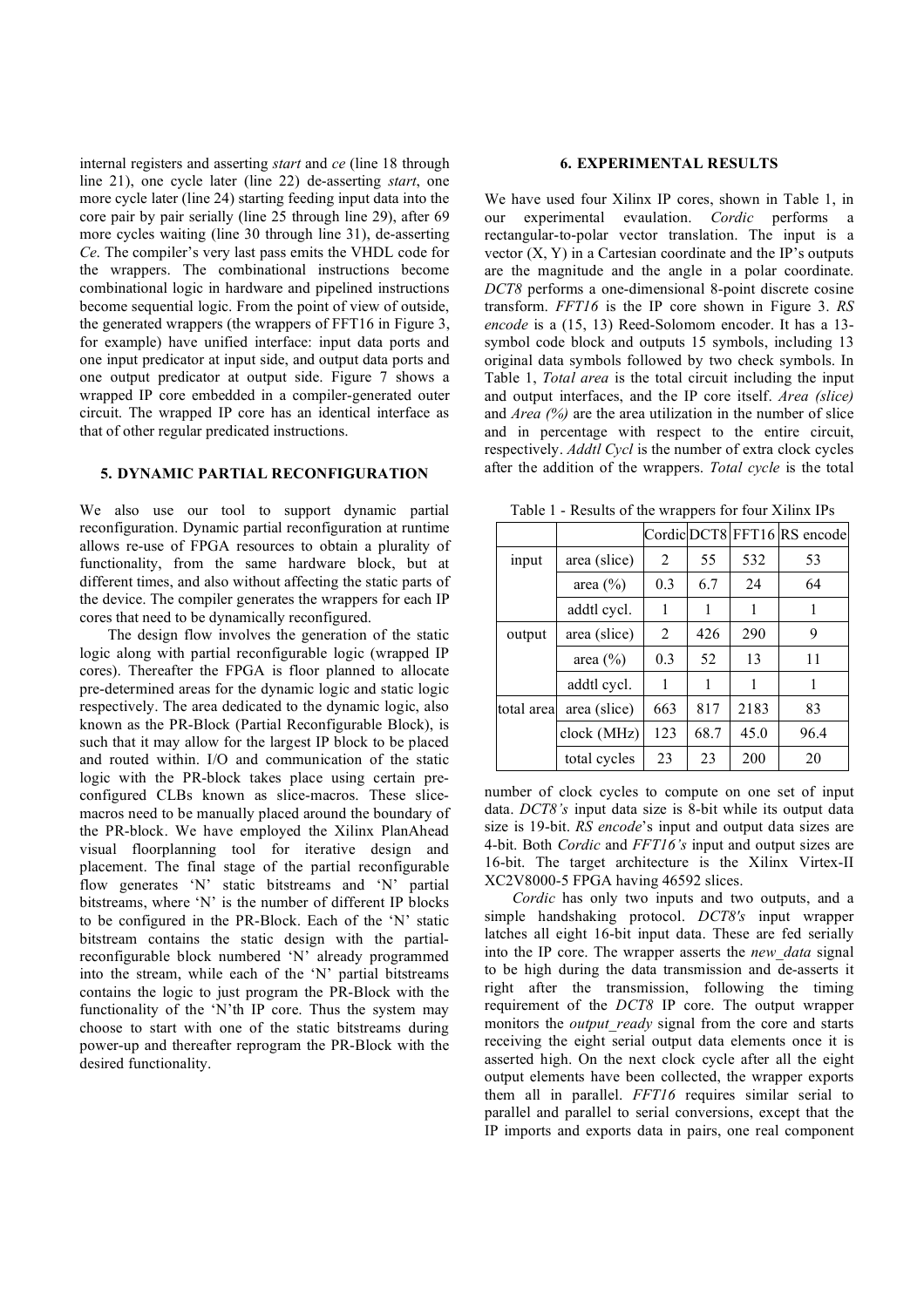internal registers and asserting *start* and *ce* (line 18 through line 21), one cycle later (line 22) de-asserting *start*, one more cycle later (line 24) starting feeding input data into the core pair by pair serially (line 25 through line 29), after 69 more cycles waiting (line 30 through line 31), de-asserting *Ce*. The compiler's very last pass emits the VHDL code for the wrappers. The combinational instructions become combinational logic in hardware and pipelined instructions become sequential logic. From the point of view of outside, the generated wrappers (the wrappers of FFT16 in Figure 3, for example) have unified interface: input data ports and one input predicator at input side, and output data ports and one output predicator at output side. Figure 7 shows a wrapped IP core embedded in a compiler-generated outer circuit. The wrapped IP core has an identical interface as that of other regular predicated instructions.

## 5. DYNAMIC PARTIAL RECONFIGURATION

We also use our tool to support dynamic partial reconfiguration. Dynamic partial reconfiguration at runtime allows re-use of FPGA resources to obtain a plurality of functionality, from the same hardware block, but at different times, and also without affecting the static parts of the device. The compiler generates the wrappers for each IP cores that need to be dynamically reconfigured.

The design flow involves the generation of the static logic along with partial reconfigurable logic (wrapped IP cores). Thereafter the FPGA is floor planned to allocate pre-determined areas for the dynamic logic and static logic respectively. The area dedicated to the dynamic logic, also known as the PR-Block (Partial Reconfigurable Block), is such that it may allow for the largest IP block to be placed and routed within. I/O and communication of the static logic with the PR-block takes place using certain pre-configured CLBs known as slice-macros. These slice-macros need to be manually placed around the boundary of the PR-block. We have employed the Xilinx PlanAhead visual floorplanning tool for iterative design and placement. The final stage of the partial reconfigurable flow generates 'N' static bitstreams and 'N' partial bitstreams, where 'N' is the number of different IP blocks to be configured in the PR-Block. Each of the 'N' static bitstream contains the static design with the partial-reconfigurable block numbered 'N' already programmed into the stream, while each of the 'N' partial bitstreams contains the logic to just program the PR-Block with the functionality of the 'N'th IP core. Thus the system may choose to start with one of the static bitstreams during power-up and thereafter reprogram the PR-Block with the desired functionality.

## 6. EXPERIMENTAL RESULTS

We have used four Xilinx IP cores, shown in Table 1, in our experimental evaulation. *Cordic* performs a rectangular-to-polar vector translation. The input is a vector (X, Y) in a Cartesian coordinate and the IP's outputs are the magnitude and the angle in a polar coordinate. *DCT8* performs a one-dimensional 8-point discrete cosine transform. *FFT16* is the IP core shown in Figure 3. *RS encode* is a (15, 13) Reed-Solomom encoder. It has a 13-symbol code block and outputs 15 symbols, including 13 original data symbols followed by two check symbols. In Table 1, *Total area* is the total circuit including the input and output interfaces, and the IP core itself. *Area (slice)* and *Area (%)* are the area utilization in the number of slice and in percentage with respect to the entire circuit, respectively. *Addtl Cycl* is the number of extra clock cycles after the addition of the wrappers. *Total cycle* is the total number of clock cycles to compute on one set of input data. *DCT8's* input data size is 8-bit while its output data size is 19-bit. *RS encode*'s input and output data sizes are 4-bit. Both *Cordic* and *FFT16's* input and output sizes are 16-bit. The target architecture is the Xilinx Virtex-II XC2V8000-5 FPGA having 46592 slices.

Table 1 - Results of the wrappers for four Xilinx IPs

| | | Cordic | DCT8 | FFT16 | RS encode |
|---|---|---|---|---|---|
| input | area (slice) | 2 | 55 | 532 | 53 |
| | area (%) | 0.3 | 6.7 | 24 | 64 |
| | addtl cycl. | 1 | 1 | 1 | 1 |
| output | area (slice) | 2 | 426 | 290 | 9 |
| | area (%) | 0.3 | 52 | 13 | 11 |
| | addtl cycl. | 1 | 1 | 1 | 1 |
| total area | area (slice) | 663 | 817 | 2183 | 83 |
| | clock (MHz) | 123 | 68.7 | 45.0 | 96.4 |
| | total cycles | 23 | 23 | 200 | 20 |

*Cordic* has only two inputs and two outputs, and a simple handshaking protocol. *DCT8's* input wrapper latches all eight 16-bit input data. These are fed serially into the IP core. The wrapper asserts the *new_data* signal to be high during the data transmission and de-asserts it right after the transmission, following the timing requirement of the *DCT8* IP core. The output wrapper monitors the *output_ready* signal from the core and starts receiving the eight serial output data elements once it is asserted high. On the next clock cycle after all the eight output elements have been collected, the wrapper exports them all in parallel. *FFT16* requires similar serial to parallel and parallel to serial conversions, except that the IP imports and exports data in pairs, one real component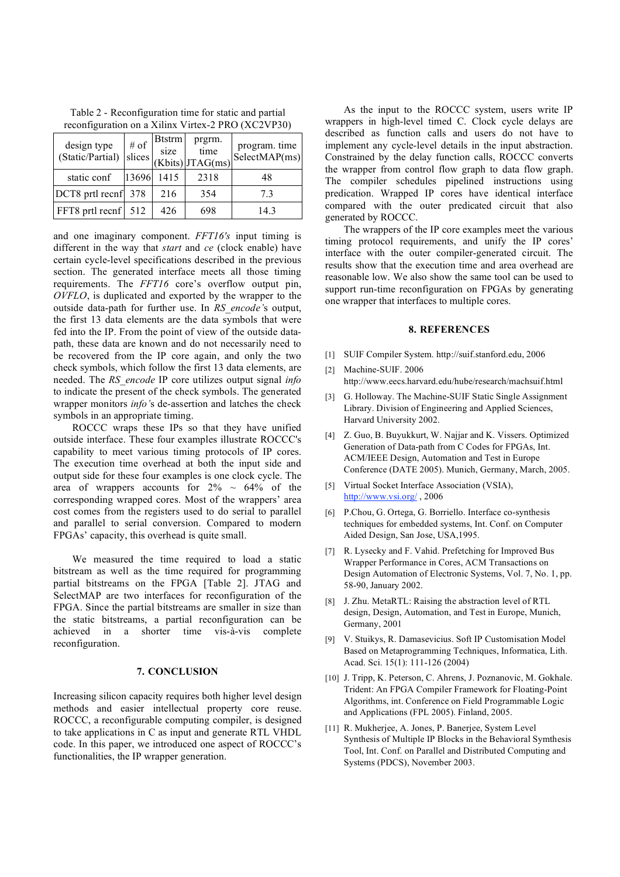Table 2 - Reconfiguration time for static and partial reconfiguration on a Xilinx Virtex-2 PRO (XC2VP30)

| design type (Static/Partial) | # of slices | Btstrm size (Kbits) | prgrm. time JTAG(ms) | program. time SelectMAP(ms) |
|---|---|---|---|---|
| static conf | 13696 | 1415 | 2318 | 48 |
| DCT8 prtl recnf | 378 | 216 | 354 | 7.3 |
| FFT8 prtl recnf | 512 | 426 | 698 | 14.3 |

and one imaginary component. *FFT16's* input timing is different in the way that *start* and *ce* (clock enable) have certain cycle-level specifications described in the previous section. The generated interface meets all those timing requirements. The *FFT16* core's overflow output pin, *OVFLO*, is duplicated and exported by the wrapper to the outside data-path for further use. In *RS_encode's* output, the first 13 data elements are the data symbols that were fed into the IP. From the point of view of the outside data-path, these data are known and do not necessarily need to be recovered from the IP core again, and only the two check symbols, which follow the first 13 data elements, are needed. The *RS_encode* IP core utilizes output signal *info* to indicate the present of the check symbols. The generated wrapper monitors *info's* de-assertion and latches the check symbols in an appropriate timing.

ROCCC wraps these IPs so that they have unified outside interface. These four examples illustrate ROCCC's capability to meet various timing protocols of IP cores. The execution time overhead at both the input side and output side for these four examples is one clock cycle. The area of wrappers accounts for 2% ~ 64% of the corresponding wrapped cores. Most of the wrappers' area cost comes from the registers used to do serial to parallel and parallel to serial conversion. Compared to modern FPGAs' capacity, this overhead is quite small.

We measured the time required to load a static bitstream as well as the time required for programming partial bitstreams on the FPGA [Table 2]. JTAG and SelectMAP are two interfaces for reconfiguration of the FPGA. Since the partial bitstreams are smaller in size than the static bitstreams, a partial reconfiguration can be achieved in a shorter time vis-à-vis complete reconfiguration.

## 7. CONCLUSION

Increasing silicon capacity requires both higher level design methods and easier intellectual property core reuse. ROCCC, a reconfigurable computing compiler, is designed to take applications in C as input and generate RTL VHDL code. In this paper, we introduced one aspect of ROCCC's functionalities, the IP wrapper generation.

As the input to the ROCCC system, users write IP wrappers in high-level timed C. Clock cycle delays are described as function calls and users do not have to implement any cycle-level details in the input abstraction. Constrained by the delay function calls, ROCCC converts the wrapper from control flow graph to data flow graph. The compiler schedules pipelined instructions using predication. Wrapped IP cores have identical interface compared with the outer predicated circuit that also generated by ROCCC.

The wrappers of the IP core examples meet the various timing protocol requirements, and unify the IP cores' interface with the outer compiler-generated circuit. The results show that the execution time and area overhead are reasonable low. We also show the same tool can be used to support run-time reconfiguration on FPGAs by generating one wrapper that interfaces to multiple cores.

## 8. REFERENCES

[1] SUIF Compiler System. http://suif.stanford.edu, 2006

[2] Machine-SUIF. 2006 http://www.eecs.harvard.edu/hube/research/machsuif.html

[3] G. Holloway. The Machine-SUIF Static Single Assignment Library. Division of Engineering and Applied Sciences, Harvard University 2002.

[4] Z. Guo, B. Buyukkurt, W. Najjar and K. Vissers. Optimized Generation of Data-path from C Codes for FPGAs, Int. ACM/IEEE Design, Automation and Test in Europe Conference (DATE 2005). Munich, Germany, March, 2005.

[5] Virtual Socket Interface Association (VSIA), http://www.vsi.org/ , 2006

[6] P.Chou, G. Ortega, G. Borriello. Interface co-synthesis techniques for embedded systems, Int. Conf. on Computer Aided Design, San Jose, USA,1995.

[7] R. Lysecky and F. Vahid. Prefetching for Improved Bus Wrapper Performance in Cores, ACM Transactions on Design Automation of Electronic Systems, Vol. 7, No. 1, pp. 58-90, January 2002.

[8] J. Zhu. MetaRTL: Raising the abstraction level of RTL design, Design, Automation, and Test in Europe, Munich, Germany, 2001

[9] V. Stuikys, R. Damasevicius. Soft IP Customisation Model Based on Metaprogramming Techniques, Informatica, Lith. Acad. Sci. 15(1): 111-126 (2004)

[10] J. Tripp, K. Peterson, C. Ahrens, J. Poznanovic, M. Gokhale. Trident: An FPGA Compiler Framework for Floating-Point Algorithms, int. Conference on Field Programmable Logic and Applications (FPL 2005). Finland, 2005.

[11] R. Mukherjee, A. Jones, P. Banerjee, System Level Synthesis of Multiple IP Blocks in the Behavioral Synthesis Tool, Int. Conf. on Parallel and Distributed Computing and Systems (PDCS), November 2003.